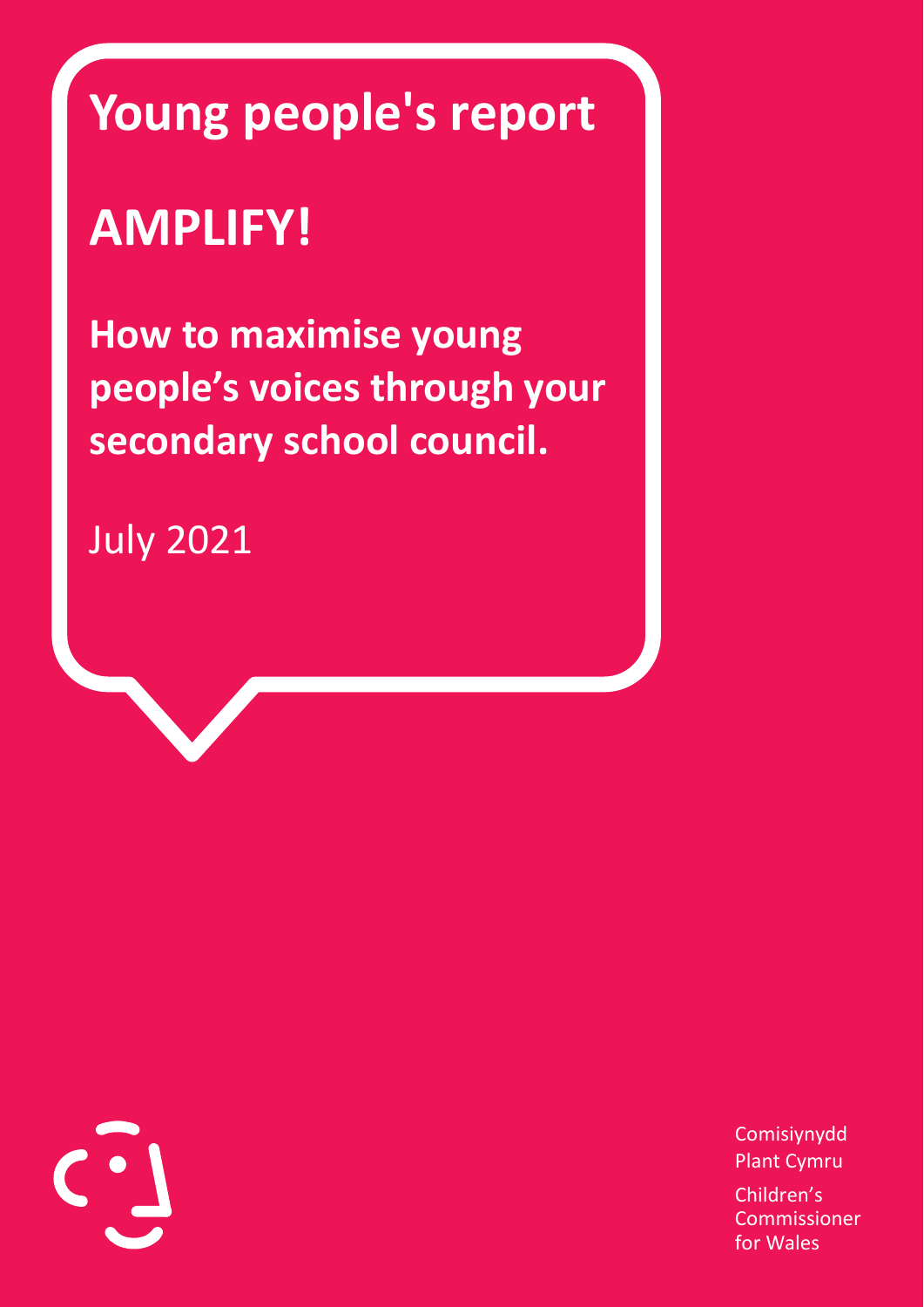# Young people's report

# AMPLIFY!

## How to maximise young people's voices through your secondary school council.

July 2021

Comisiynydd Plant Cymru

Children's Commissioner for Wales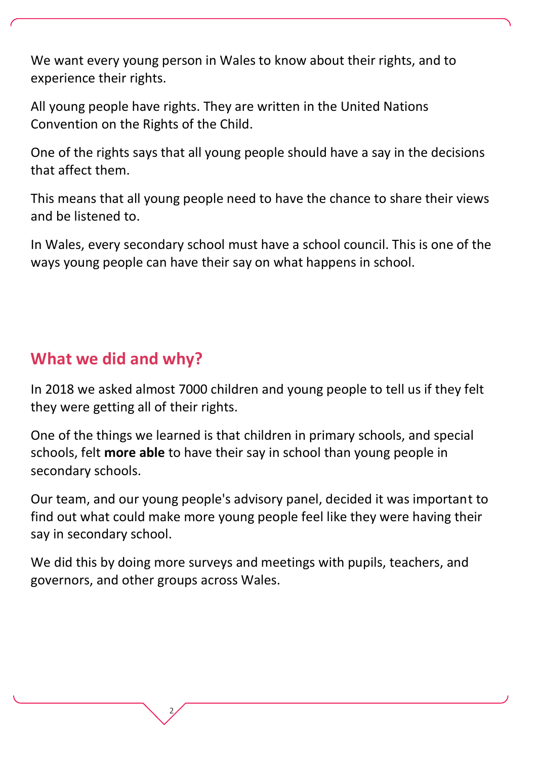We want every young person in Wales to know about their rights, and to experience their rights.

All young people have rights. They are written in the United Nations Convention on the Rights of the Child.

One of the rights says that all young people should have a say in the decisions that affect them.

This means that all young people need to have the chance to share their views and be listened to.

In Wales, every secondary school must have a school council. This is one of the ways young people can have their say on what happens in school.

## What we did and why?

In 2018 we asked almost 7000 children and young people to tell us if they felt they were getting all of their rights.

One of the things we learned is that children in primary schools, and special schools, felt **more able** to have their say in school than young people in secondary schools.

Our team, and our young people's advisory panel, decided it was important to find out what could make more young people feel like they were having their say in secondary school.

We did this by doing more surveys and meetings with pupils, teachers, and governors, and other groups across Wales.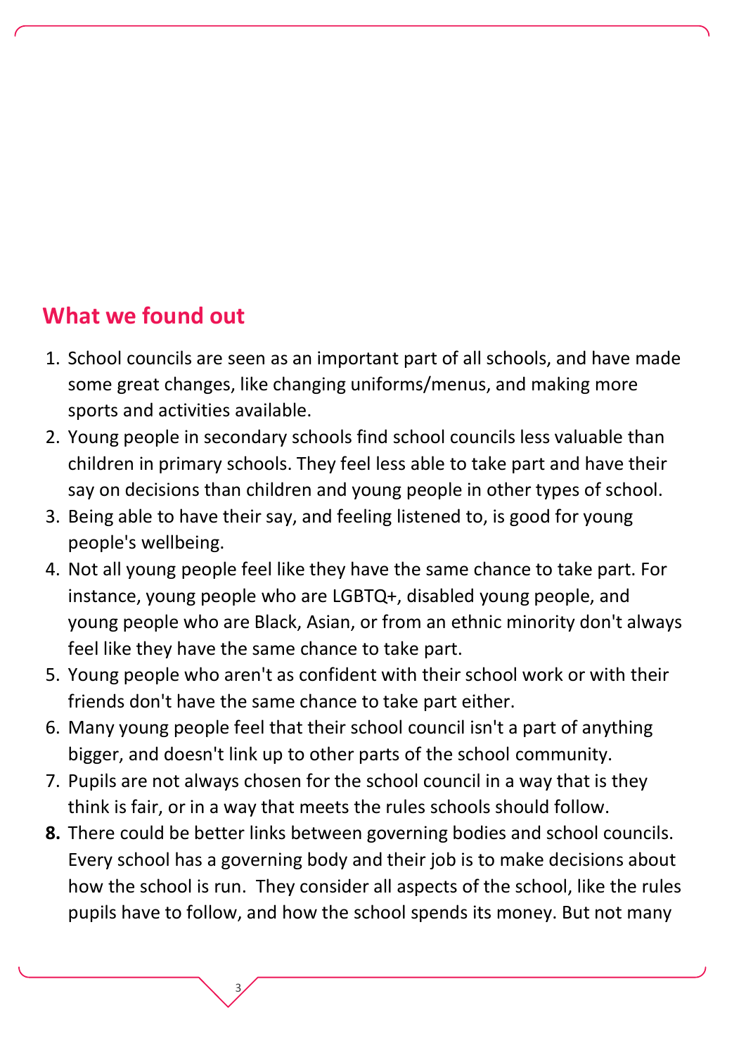## What we found out

1. School councils are seen as an important part of all schools, and have made some great changes, like changing uniforms/menus, and making more sports and activities available.
2. Young people in secondary schools find school councils less valuable than children in primary schools. They feel less able to take part and have their say on decisions than children and young people in other types of school.
3. Being able to have their say, and feeling listened to, is good for young people's wellbeing.
4. Not all young people feel like they have the same chance to take part. For instance, young people who are LGBTQ+, disabled young people, and young people who are Black, Asian, or from an ethnic minority don't always feel like they have the same chance to take part.
5. Young people who aren't as confident with their school work or with their friends don't have the same chance to take part either.
6. Many young people feel that their school council isn't a part of anything bigger, and doesn't link up to other parts of the school community.
7. Pupils are not always chosen for the school council in a way that is they think is fair, or in a way that meets the rules schools should follow.
8. There could be better links between governing bodies and school councils. Every school has a governing body and their job is to make decisions about how the school is run. They consider all aspects of the school, like the rules pupils have to follow, and how the school spends its money. But not many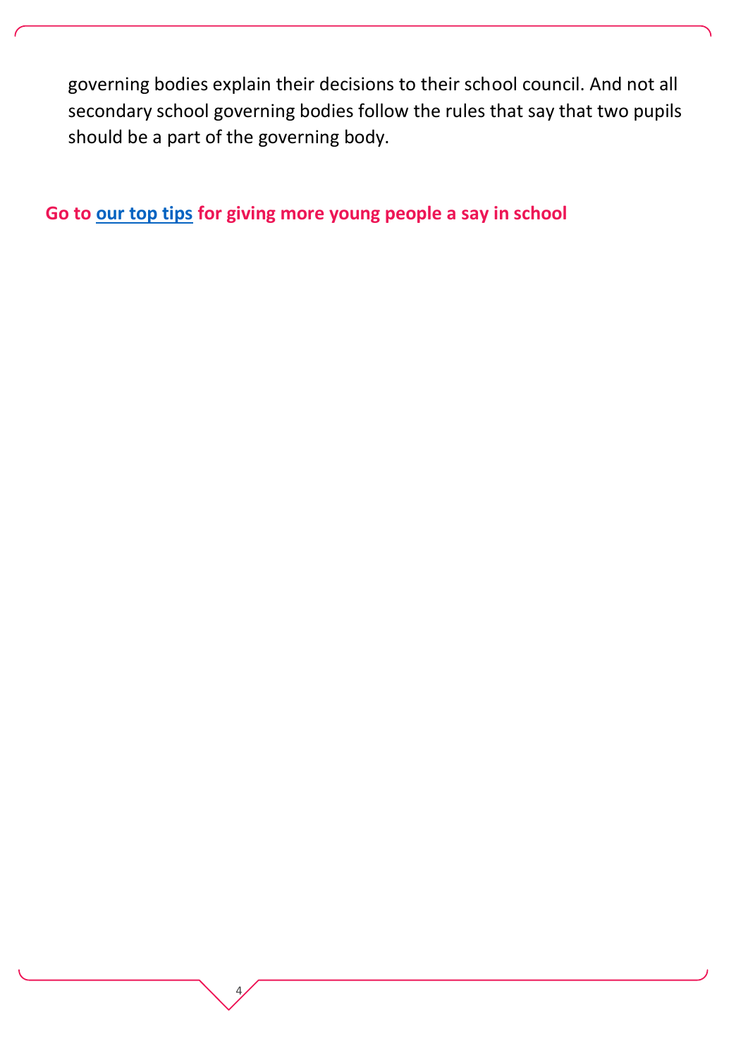governing bodies explain their decisions to their school council. And not all secondary school governing bodies follow the rules that say that two pupils should be a part of the governing body.

**Go to our top tips for giving more young people a say in school**